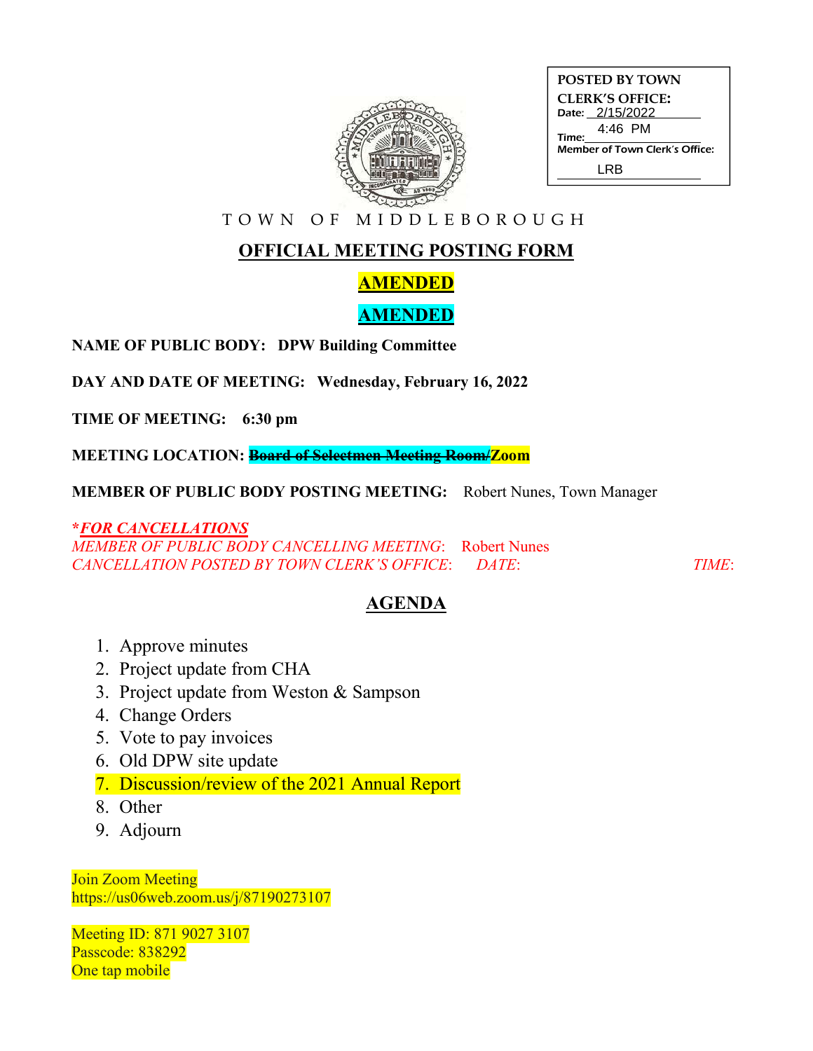**POSTED BY TOWN CLERK'S OFFICE:**
Date: 2/15/2022
Time: 4:46 PM
Member of Town Clerk's Office: LRB

TOWN OF MIDDLEBOROUGH

# OFFICIAL MEETING POSTING FORM

## AMENDED

## AMENDED

**NAME OF PUBLIC BODY: DPW Building Committee**

**DAY AND DATE OF MEETING: Wednesday, February 16, 2022**

**TIME OF MEETING: 6:30 pm**

**MEETING LOCATION: ~~Board of Selectmen Meeting Room/~~Zoom**

**MEMBER OF PUBLIC BODY POSTING MEETING:** Robert Nunes, Town Manager

***FOR CANCELLATIONS***
*MEMBER OF PUBLIC BODY CANCELLING MEETING*: Robert Nunes
*CANCELLATION POSTED BY TOWN CLERK'S OFFICE*: *DATE*: *TIME*:

## AGENDA

1. Approve minutes
2. Project update from CHA
3. Project update from Weston & Sampson
4. Change Orders
5. Vote to pay invoices
6. Old DPW site update
7. Discussion/review of the 2021 Annual Report
8. Other
9. Adjourn

Join Zoom Meeting
https://us06web.zoom.us/j/87190273107

Meeting ID: 871 9027 3107
Passcode: 838292
One tap mobile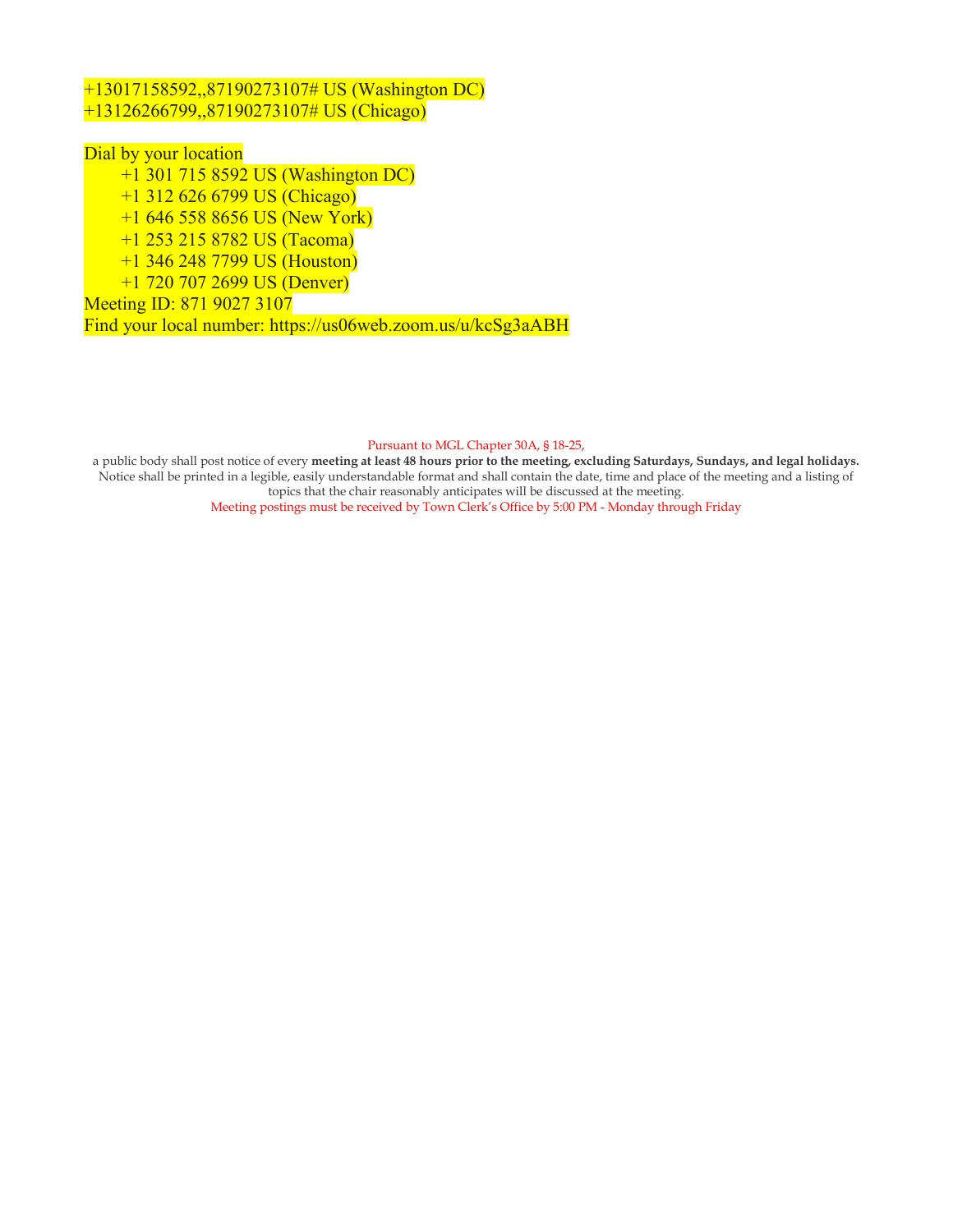+13017158592,,87190273107# US (Washington DC)
+13126266799,,87190273107# US (Chicago)

Dial by your location
- +1 301 715 8592 US (Washington DC)
- +1 312 626 6799 US (Chicago)
- +1 646 558 8656 US (New York)
- +1 253 215 8782 US (Tacoma)
- +1 346 248 7799 US (Houston)
- +1 720 707 2699 US (Denver)

Meeting ID: 871 9027 3107
Find your local number: https://us06web.zoom.us/u/kcSg3aABH

Pursuant to MGL Chapter 30A, § 18-25,
a public body shall post notice of every **meeting at least 48 hours prior to the meeting, excluding Saturdays, Sundays, and legal holidays.**
Notice shall be printed in a legible, easily understandable format and shall contain the date, time and place of the meeting and a listing of topics that the chair reasonably anticipates will be discussed at the meeting.
Meeting postings must be received by Town Clerk's Office by 5:00 PM - Monday through Friday